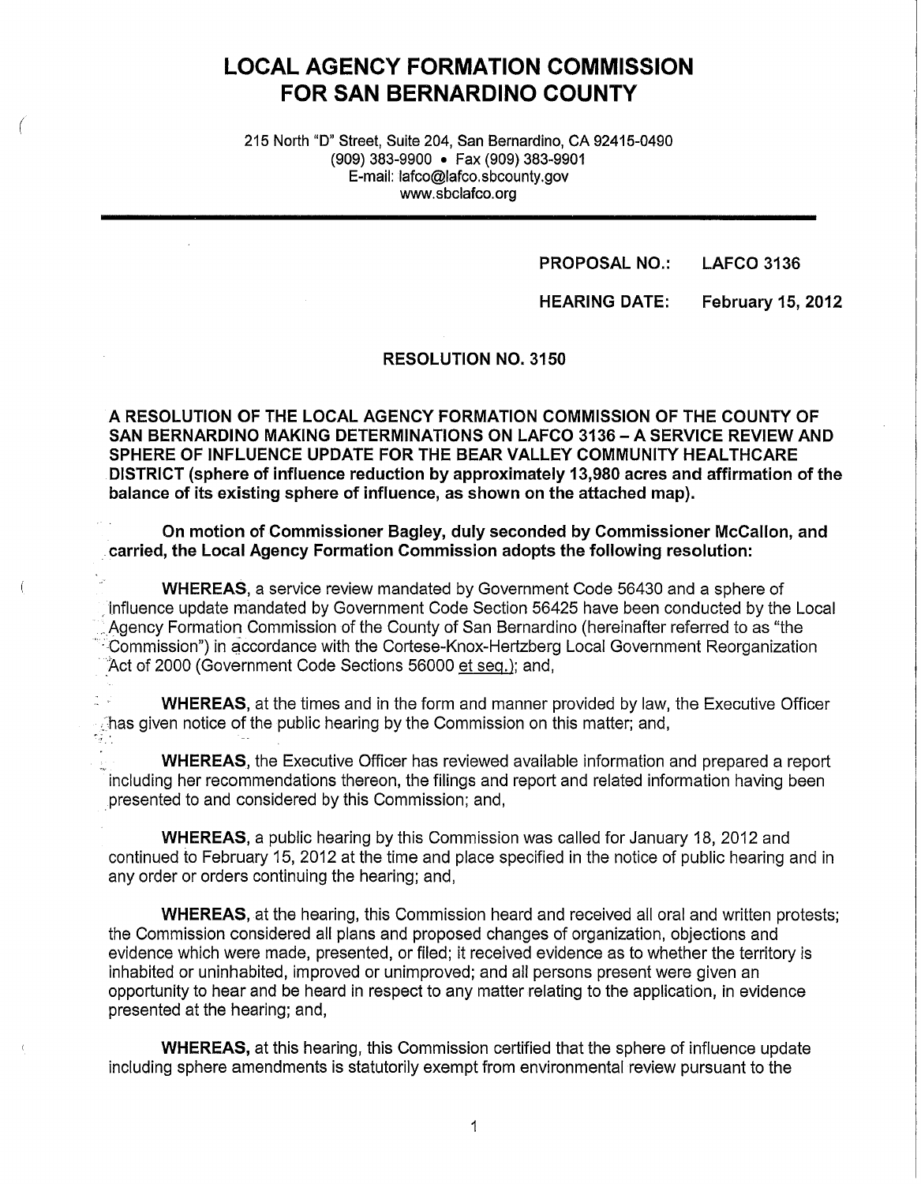# LOCAL AGENCY FORMATION COMMISSION FOR SAN BERNARDINO COUNTY

215 North "D" Street, Suite 204, San Bernardino, CA 92415-0490
(909) 383-9900 • Fax (909) 383-9901
E-mail: lafco@lafco.sbcounty.gov
www.sbclafco.org

**PROPOSAL NO.: LAFCO 3136**

**HEARING DATE: February 15, 2012**

**RESOLUTION NO. 3150**

**A RESOLUTION OF THE LOCAL AGENCY FORMATION COMMISSION OF THE COUNTY OF SAN BERNARDINO MAKING DETERMINATIONS ON LAFCO 3136 – A SERVICE REVIEW AND SPHERE OF INFLUENCE UPDATE FOR THE BEAR VALLEY COMMUNITY HEALTHCARE DISTRICT (sphere of influence reduction by approximately 13,980 acres and affirmation of the balance of its existing sphere of influence, as shown on the attached map).**

**On motion of Commissioner Bagley, duly seconded by Commissioner McCallon, and carried, the Local Agency Formation Commission adopts the following resolution:**

**WHEREAS**, a service review mandated by Government Code 56430 and a sphere of influence update mandated by Government Code Section 56425 have been conducted by the Local Agency Formation Commission of the County of San Bernardino (hereinafter referred to as "the Commission") in accordance with the Cortese-Knox-Hertzberg Local Government Reorganization Act of 2000 (Government Code Sections 56000 et seq.); and,

**WHEREAS**, at the times and in the form and manner provided by law, the Executive Officer has given notice of the public hearing by the Commission on this matter; and,

**WHEREAS**, the Executive Officer has reviewed available information and prepared a report including her recommendations thereon, the filings and report and related information having been presented to and considered by this Commission; and,

**WHEREAS**, a public hearing by this Commission was called for January 18, 2012 and continued to February 15, 2012 at the time and place specified in the notice of public hearing and in any order or orders continuing the hearing; and,

**WHEREAS**, at the hearing, this Commission heard and received all oral and written protests; the Commission considered all plans and proposed changes of organization, objections and evidence which were made, presented, or filed; it received evidence as to whether the territory is inhabited or uninhabited, improved or unimproved; and all persons present were given an opportunity to hear and be heard in respect to any matter relating to the application, in evidence presented at the hearing; and,

**WHEREAS**, at this hearing, this Commission certified that the sphere of influence update including sphere amendments is statutorily exempt from environmental review pursuant to the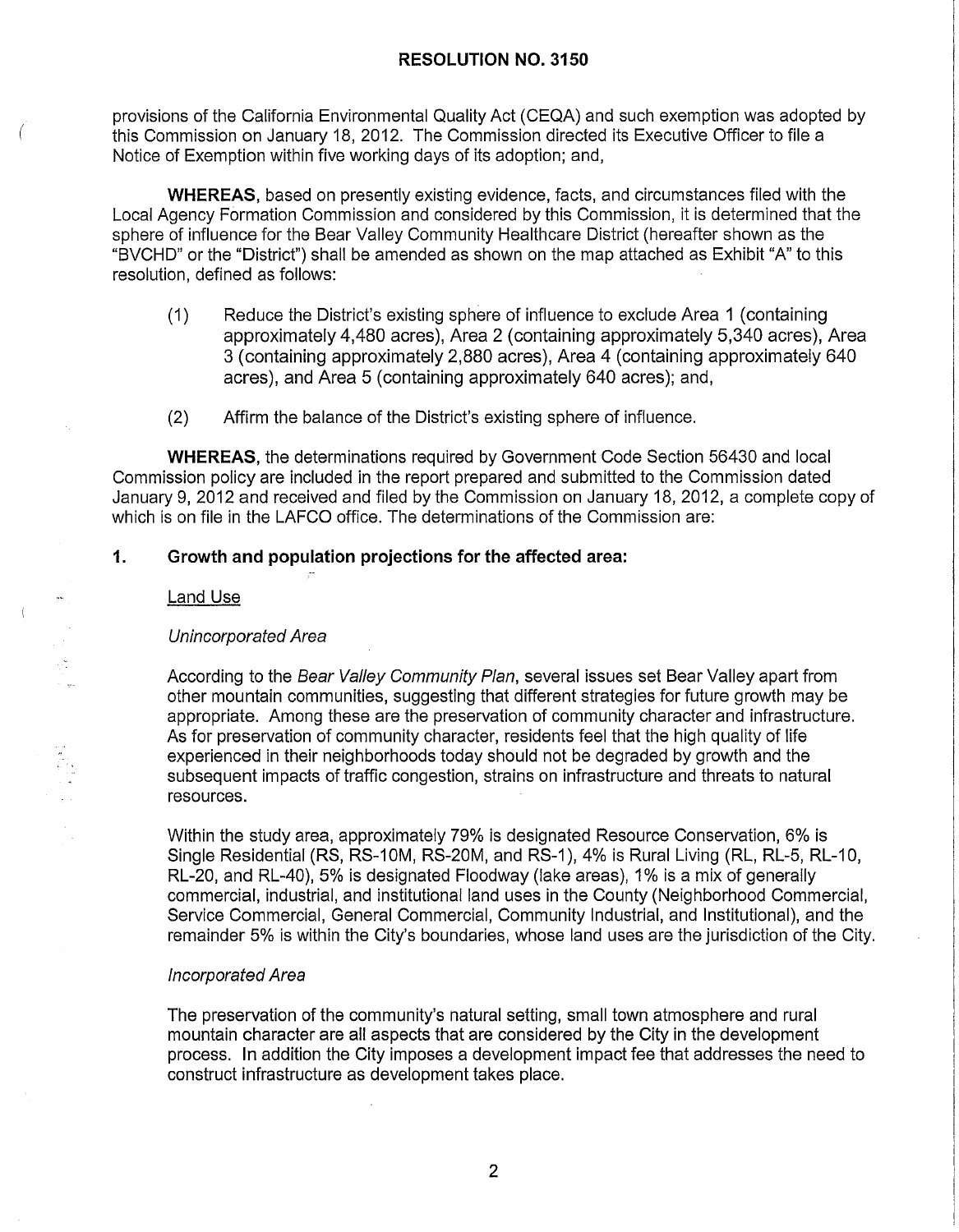**RESOLUTION NO. 3150**

provisions of the California Environmental Quality Act (CEQA) and such exemption was adopted by this Commission on January 18, 2012. The Commission directed its Executive Officer to file a Notice of Exemption within five working days of its adoption; and,

**WHEREAS**, based on presently existing evidence, facts, and circumstances filed with the Local Agency Formation Commission and considered by this Commission, it is determined that the sphere of influence for the Bear Valley Community Healthcare District (hereafter shown as the "BVCHD" or the "District") shall be amended as shown on the map attached as Exhibit "A" to this resolution, defined as follows:

(1) Reduce the District's existing sphere of influence to exclude Area 1 (containing approximately 4,480 acres), Area 2 (containing approximately 5,340 acres), Area 3 (containing approximately 2,880 acres), Area 4 (containing approximately 640 acres), and Area 5 (containing approximately 640 acres); and,

(2) Affirm the balance of the District's existing sphere of influence.

**WHEREAS**, the determinations required by Government Code Section 56430 and local Commission policy are included in the report prepared and submitted to the Commission dated January 9, 2012 and received and filed by the Commission on January 18, 2012, a complete copy of which is on file in the LAFCO office. The determinations of the Commission are:

**1. Growth and population projections for the affected area:**

Land Use

*Unincorporated Area*

According to the *Bear Valley Community Plan*, several issues set Bear Valley apart from other mountain communities, suggesting that different strategies for future growth may be appropriate. Among these are the preservation of community character and infrastructure. As for preservation of community character, residents feel that the high quality of life experienced in their neighborhoods today should not be degraded by growth and the subsequent impacts of traffic congestion, strains on infrastructure and threats to natural resources.

Within the study area, approximately 79% is designated Resource Conservation, 6% is Single Residential (RS, RS-10M, RS-20M, and RS-1), 4% is Rural Living (RL, RL-5, RL-10, RL-20, and RL-40), 5% is designated Floodway (lake areas), 1% is a mix of generally commercial, industrial, and institutional land uses in the County (Neighborhood Commercial, Service Commercial, General Commercial, Community Industrial, and Institutional), and the remainder 5% is within the City's boundaries, whose land uses are the jurisdiction of the City.

*Incorporated Area*

The preservation of the community's natural setting, small town atmosphere and rural mountain character are all aspects that are considered by the City in the development process. In addition the City imposes a development impact fee that addresses the need to construct infrastructure as development takes place.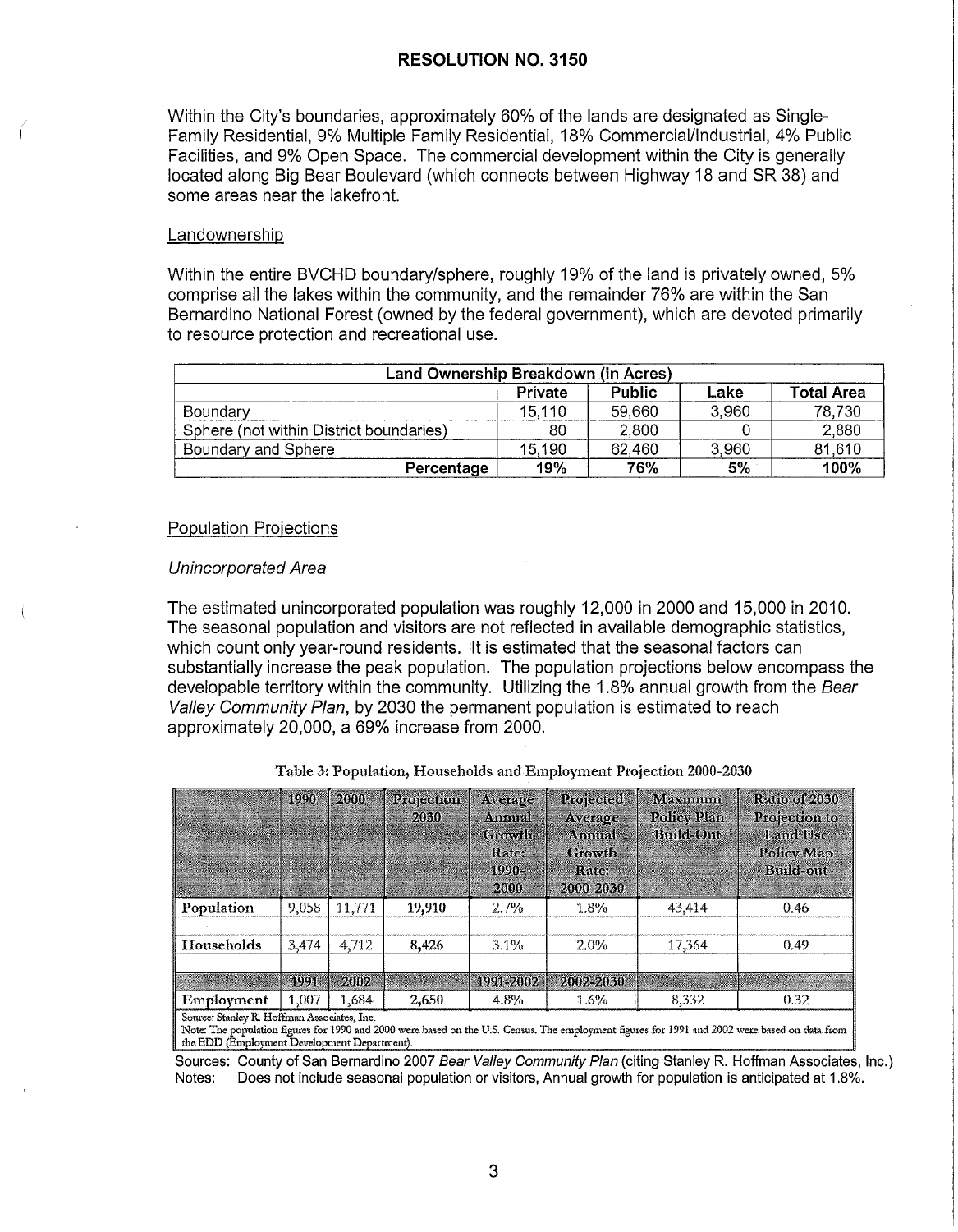# RESOLUTION NO. 3150

Within the City's boundaries, approximately 60% of the lands are designated as Single-Family Residential, 9% Multiple Family Residential, 18% Commercial/Industrial, 4% Public Facilities, and 9% Open Space. The commercial development within the City is generally located along Big Bear Boulevard (which connects between Highway 18 and SR 38) and some areas near the lakefront.

## Landownership

Within the entire BVCHD boundary/sphere, roughly 19% of the land is privately owned, 5% comprise all the lakes within the community, and the remainder 76% are within the San Bernardino National Forest (owned by the federal government), which are devoted primarily to resource protection and recreational use.

| Land Ownership Breakdown (in Acres) | | | | |
|---|---|---|---|---|
| | Private | Public | Lake | Total Area |
| Boundary | 15,110 | 59,660 | 3,960 | 78,730 |
| Sphere (not within District boundaries) | 80 | 2,800 | 0 | 2,880 |
| Boundary and Sphere | 15,190 | 62,460 | 3,960 | 81,610 |
| **Percentage** | **19%** | **76%** | **5%** | **100%** |

## Population Projections

### *Unincorporated Area*

The estimated unincorporated population was roughly 12,000 in 2000 and 15,000 in 2010. The seasonal population and visitors are not reflected in available demographic statistics, which count only year-round residents. It is estimated that the seasonal factors can substantially increase the peak population. The population projections below encompass the developable territory within the community. Utilizing the 1.8% annual growth from the *Bear Valley Community Plan*, by 2030 the permanent population is estimated to reach approximately 20,000, a 69% increase from 2000.

Table 3: Population, Households and Employment Projection 2000-2030

| | 1990 | 2000 | Projection 2030 | Average Annual Growth Rate: 1990-2000 | Projected Average Annual Growth Rate: 2000-2030 | Maximum Policy Plan Build-Out | Ratio of 2030 Projection to Land Use Policy Map Build-out |
|---|---|---|---|---|---|---|---|
| **Population** | 9,058 | 11,771 | **19,910** | 2.7% | 1.8% | 43,414 | 0.46 |
| **Households** | 3,474 | 4,712 | **8,426** | 3.1% | 2.0% | 17,364 | 0.49 |
| | 1991 | 2002 | | 1991-2002 | 2002-2030 | | |
| **Employment** | 1,007 | 1,684 | **2,650** | 4.8% | 1.6% | 8,332 | 0.32 |

Source: Stanley R. Hoffman Associates, Inc.
Note: The population figures for 1990 and 2000 were based on the U.S. Census. The employment figures for 1991 and 2002 were based on data from the EDD (Employment Development Department).

Sources: County of San Bernardino 2007 *Bear Valley Community Plan* (citing Stanley R. Hoffman Associates, Inc.)
Notes: Does not include seasonal population or visitors, Annual growth for population is anticipated at 1.8%.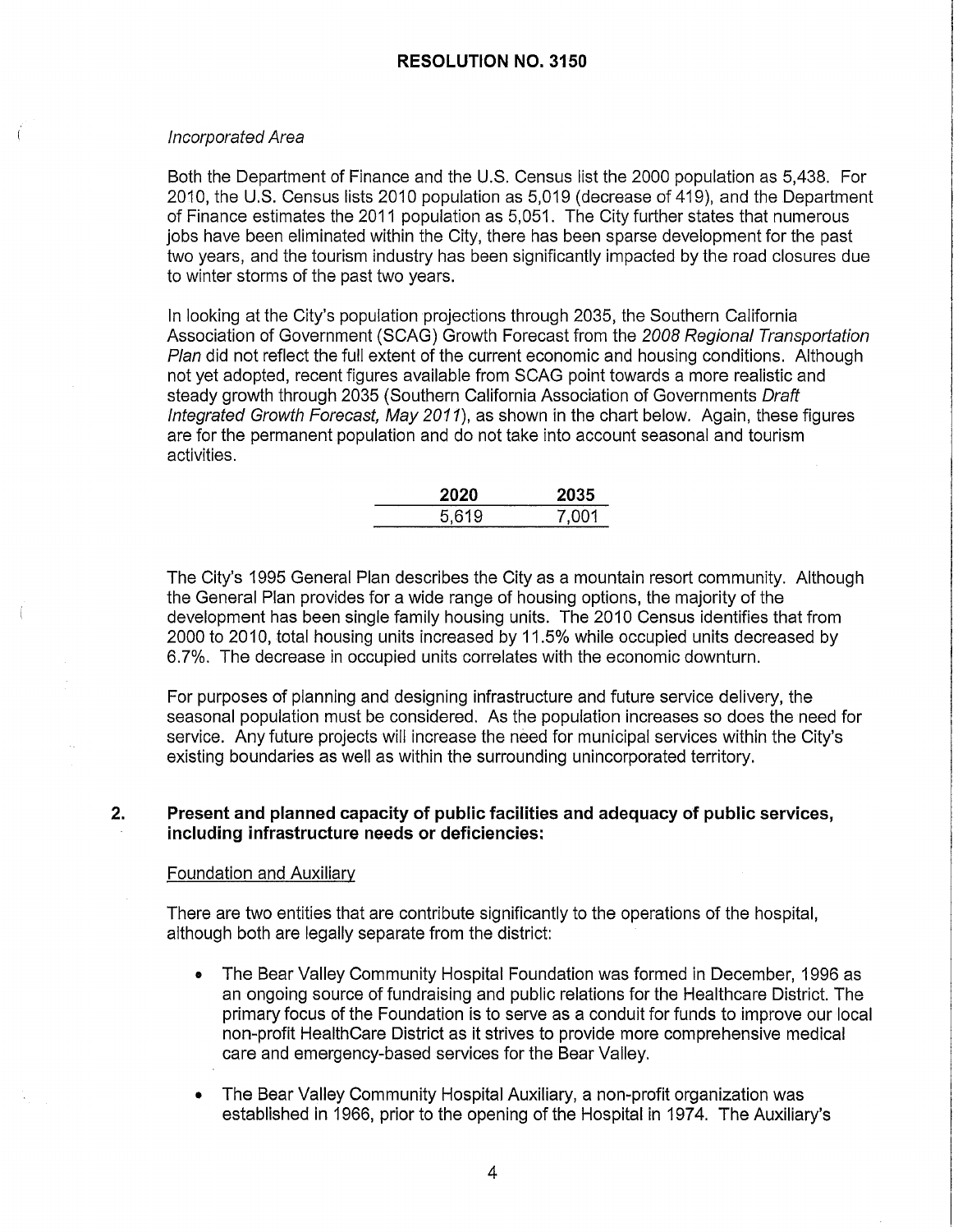# RESOLUTION NO. 3150

*Incorporated Area*

Both the Department of Finance and the U.S. Census list the 2000 population as 5,438. For 2010, the U.S. Census lists 2010 population as 5,019 (decrease of 419), and the Department of Finance estimates the 2011 population as 5,051. The City further states that numerous jobs have been eliminated within the City, there has been sparse development for the past two years, and the tourism industry has been significantly impacted by the road closures due to winter storms of the past two years.

In looking at the City's population projections through 2035, the Southern California Association of Government (SCAG) Growth Forecast from the *2008 Regional Transportation Plan* did not reflect the full extent of the current economic and housing conditions. Although not yet adopted, recent figures available from SCAG point towards a more realistic and steady growth through 2035 (Southern California Association of Governments *Draft Integrated Growth Forecast, May 2011*), as shown in the chart below. Again, these figures are for the permanent population and do not take into account seasonal and tourism activities.

| 2020 | 2035 |
|---|---|
| 5,619 | 7,001 |

The City's 1995 General Plan describes the City as a mountain resort community. Although the General Plan provides for a wide range of housing options, the majority of the development has been single family housing units. The 2010 Census identifies that from 2000 to 2010, total housing units increased by 11.5% while occupied units decreased by 6.7%. The decrease in occupied units correlates with the economic downturn.

For purposes of planning and designing infrastructure and future service delivery, the seasonal population must be considered. As the population increases so does the need for service. Any future projects will increase the need for municipal services within the City's existing boundaries as well as within the surrounding unincorporated territory.

## 2. Present and planned capacity of public facilities and adequacy of public services, including infrastructure needs or deficiencies:

Foundation and Auxiliary

There are two entities that are contribute significantly to the operations of the hospital, although both are legally separate from the district:

- The Bear Valley Community Hospital Foundation was formed in December, 1996 as an ongoing source of fundraising and public relations for the Healthcare District. The primary focus of the Foundation is to serve as a conduit for funds to improve our local non-profit HealthCare District as it strives to provide more comprehensive medical care and emergency-based services for the Bear Valley.

- The Bear Valley Community Hospital Auxiliary, a non-profit organization was established in 1966, prior to the opening of the Hospital in 1974. The Auxiliary's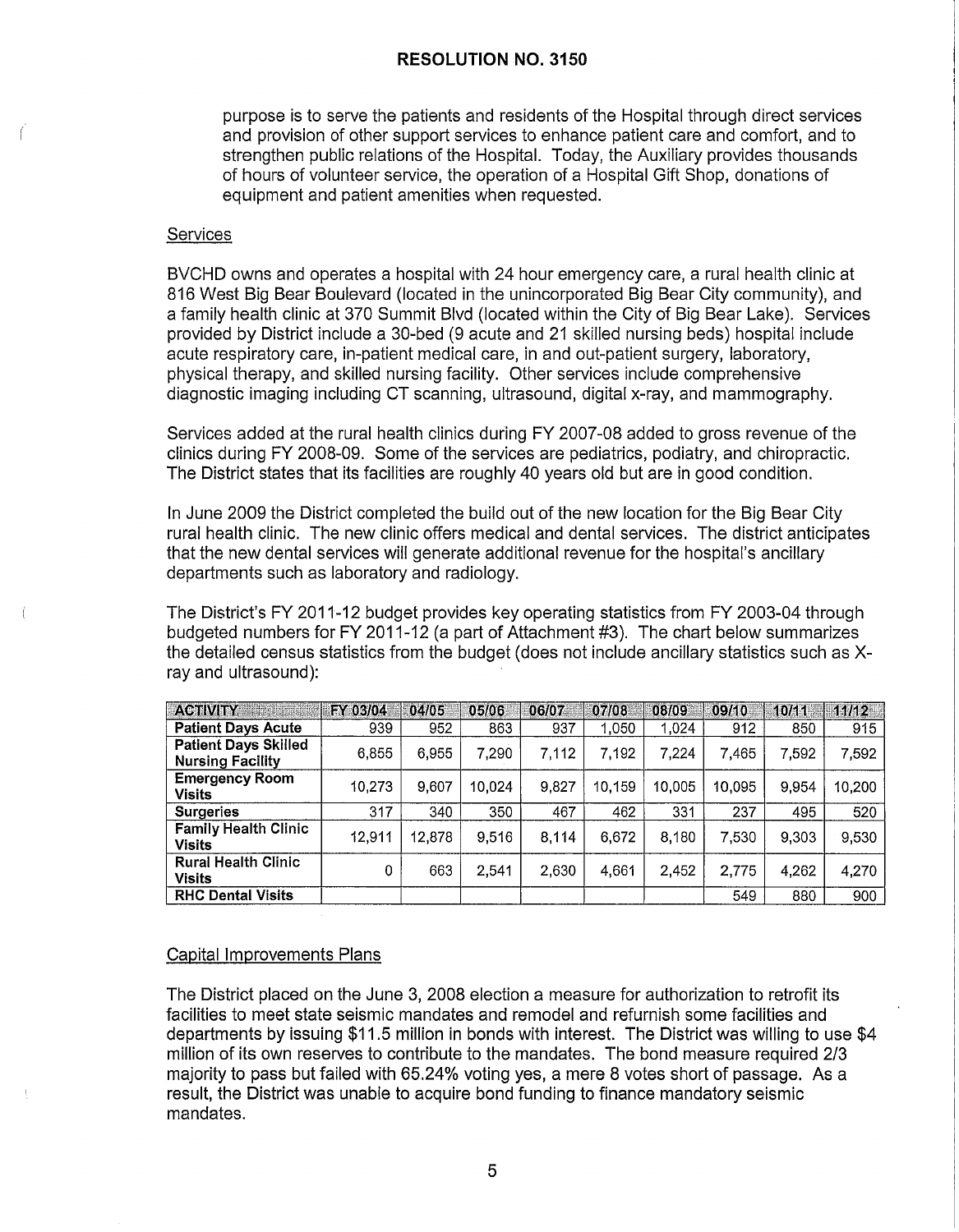# RESOLUTION NO. 3150

purpose is to serve the patients and residents of the Hospital through direct services and provision of other support services to enhance patient care and comfort, and to strengthen public relations of the Hospital. Today, the Auxiliary provides thousands of hours of volunteer service, the operation of a Hospital Gift Shop, donations of equipment and patient amenities when requested.

## Services

BVCHD owns and operates a hospital with 24 hour emergency care, a rural health clinic at 816 West Big Bear Boulevard (located in the unincorporated Big Bear City community), and a family health clinic at 370 Summit Blvd (located within the City of Big Bear Lake). Services provided by District include a 30-bed (9 acute and 21 skilled nursing beds) hospital include acute respiratory care, in-patient medical care, in and out-patient surgery, laboratory, physical therapy, and skilled nursing facility. Other services include comprehensive diagnostic imaging including CT scanning, ultrasound, digital x-ray, and mammography.

Services added at the rural health clinics during FY 2007-08 added to gross revenue of the clinics during FY 2008-09. Some of the services are pediatrics, podiatry, and chiropractic. The District states that its facilities are roughly 40 years old but are in good condition.

In June 2009 the District completed the build out of the new location for the Big Bear City rural health clinic. The new clinic offers medical and dental services. The district anticipates that the new dental services will generate additional revenue for the hospital's ancillary departments such as laboratory and radiology.

The District's FY 2011-12 budget provides key operating statistics from FY 2003-04 through budgeted numbers for FY 2011-12 (a part of Attachment #3). The chart below summarizes the detailed census statistics from the budget (does not include ancillary statistics such as X-ray and ultrasound):

| ACTIVITY | FY 03/04 | 04/05 | 05/06 | 06/07 | 07/08 | 08/09 | 09/10 | 10/11 | 11/12 |
|---|---|---|---|---|---|---|---|---|---|
| Patient Days Acute | 939 | 952 | 863 | 937 | 1,050 | 1,024 | 912 | 850 | 915 |
| Patient Days Skilled Nursing Facility | 6,855 | 6,955 | 7,290 | 7,112 | 7,192 | 7,224 | 7,465 | 7,592 | 7,592 |
| Emergency Room Visits | 10,273 | 9,607 | 10,024 | 9,827 | 10,159 | 10,005 | 10,095 | 9,954 | 10,200 |
| Surgeries | 317 | 340 | 350 | 467 | 462 | 331 | 237 | 495 | 520 |
| Family Health Clinic Visits | 12,911 | 12,878 | 9,516 | 8,114 | 6,672 | 8,180 | 7,530 | 9,303 | 9,530 |
| Rural Health Clinic Visits | 0 | 663 | 2,541 | 2,630 | 4,661 | 2,452 | 2,775 | 4,262 | 4,270 |
| RHC Dental Visits | | | | | | | 549 | 880 | 900 |

## Capital Improvements Plans

The District placed on the June 3, 2008 election a measure for authorization to retrofit its facilities to meet state seismic mandates and remodel and refurnish some facilities and departments by issuing $11.5 million in bonds with interest. The District was willing to use $4 million of its own reserves to contribute to the mandates. The bond measure required 2/3 majority to pass but failed with 65.24% voting yes, a mere 8 votes short of passage. As a result, the District was unable to acquire bond funding to finance mandatory seismic mandates.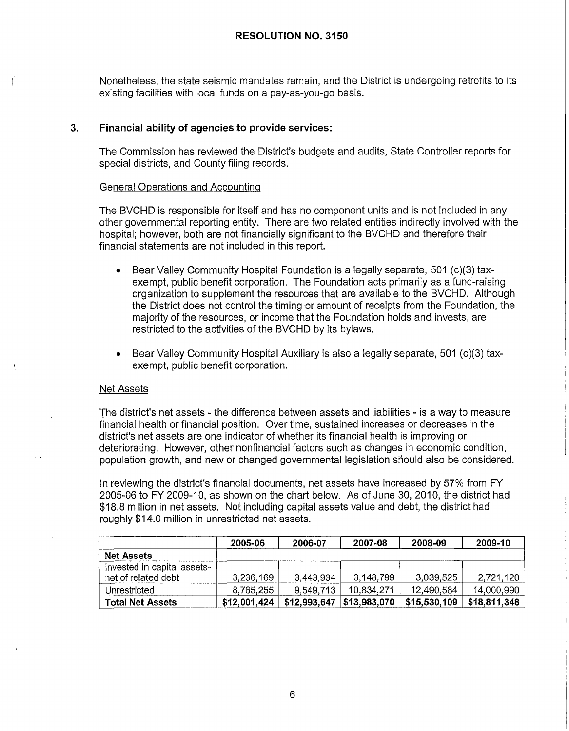## RESOLUTION NO. 3150

Nonetheless, the state seismic mandates remain, and the District is undergoing retrofits to its existing facilities with local funds on a pay-as-you-go basis.

### 3. Financial ability of agencies to provide services:

The Commission has reviewed the District's budgets and audits, State Controller reports for special districts, and County filing records.

General Operations and Accounting

The BVCHD is responsible for itself and has no component units and is not included in any other governmental reporting entity. There are two related entities indirectly involved with the hospital; however, both are not financially significant to the BVCHD and therefore their financial statements are not included in this report.

- Bear Valley Community Hospital Foundation is a legally separate, 501 (c)(3) tax-exempt, public benefit corporation. The Foundation acts primarily as a fund-raising organization to supplement the resources that are available to the BVCHD. Although the District does not control the timing or amount of receipts from the Foundation, the majority of the resources, or income that the Foundation holds and invests, are restricted to the activities of the BVCHD by its bylaws.
- Bear Valley Community Hospital Auxiliary is also a legally separate, 501 (c)(3) tax-exempt, public benefit corporation.

Net Assets

The district's net assets - the difference between assets and liabilities - is a way to measure financial health or financial position. Over time, sustained increases or decreases in the district's net assets are one indicator of whether its financial health is improving or deteriorating. However, other nonfinancial factors such as changes in economic condition, population growth, and new or changed governmental legislation should also be considered.

In reviewing the district's financial documents, net assets have increased by 57% from FY 2005-06 to FY 2009-10, as shown on the chart below. As of June 30, 2010, the district had $18.8 million in net assets. Not including capital assets value and debt, the district had roughly $14.0 million in unrestricted net assets.

| | 2005-06 | 2006-07 | 2007-08 | 2008-09 | 2009-10 |
|---|---|---|---|---|---|
| **Net Assets** | | | | | |
| Invested in capital assets-net of related debt | 3,236,169 | 3,443,934 | 3,148,799 | 3,039,525 | 2,721,120 |
| Unrestricted | 8,765,255 | 9,549,713 | 10,834,271 | 12,490,584 | 14,000,990 |
| **Total Net Assets** | **$12,001,424** | **$12,993,647** | **$13,983,070** | **$15,530,109** | **$18,811,348** |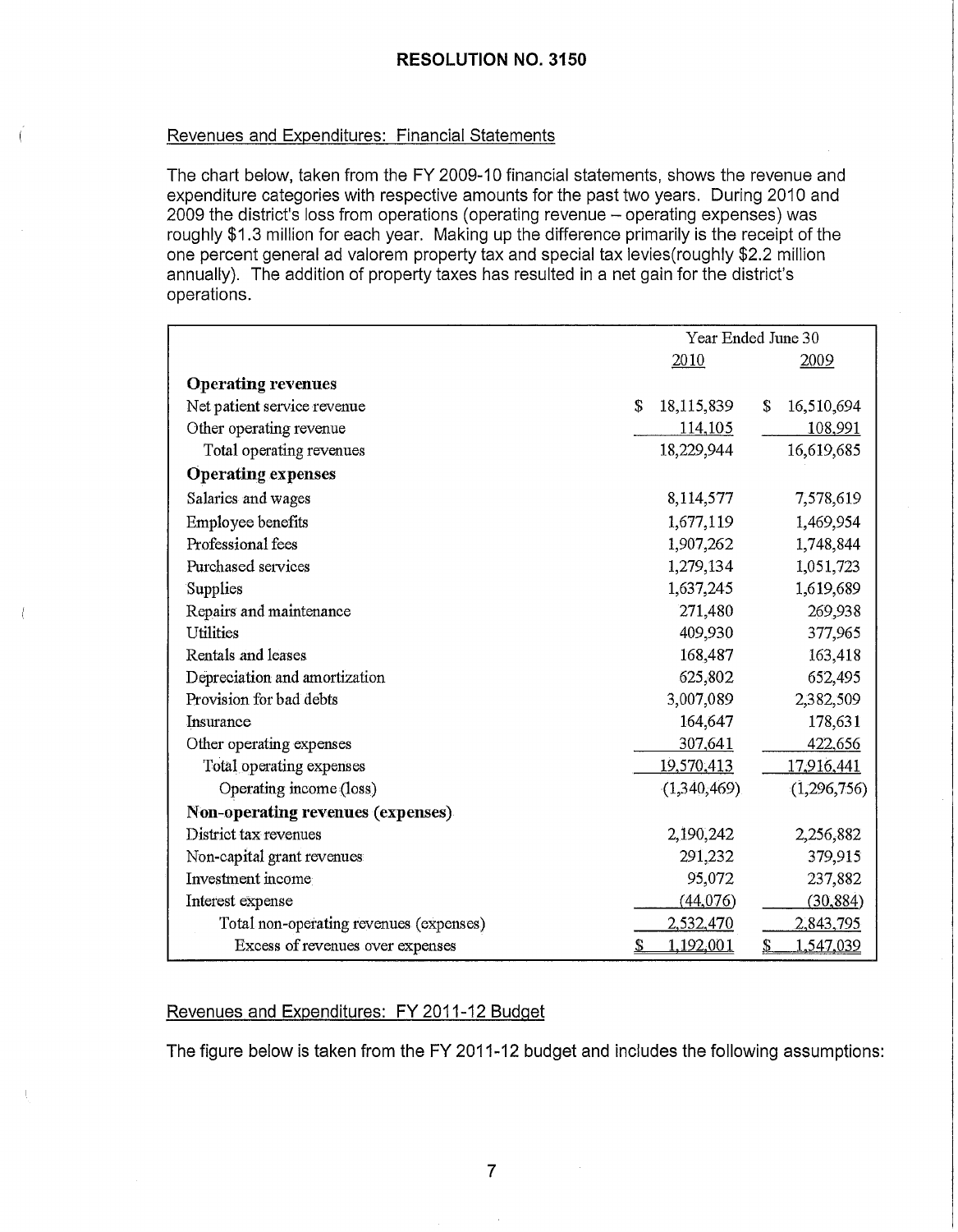## RESOLUTION NO. 3150

Revenues and Expenditures: Financial Statements

The chart below, taken from the FY 2009-10 financial statements, shows the revenue and expenditure categories with respective amounts for the past two years. During 2010 and 2009 the district's loss from operations (operating revenue – operating expenses) was roughly $1.3 million for each year. Making up the difference primarily is the receipt of the one percent general ad valorem property tax and special tax levies(roughly $2.2 million annually). The addition of property taxes has resulted in a net gain for the district's operations.

| | Year Ended June 30 | |
|---|---|---|
| | 2010 | 2009 |
| **Operating revenues** | | |
| Net patient service revenue | $ 18,115,839 | $ 16,510,694 |
| Other operating revenue | 114,105 | 108,991 |
| Total operating revenues | 18,229,944 | 16,619,685 |
| **Operating expenses** | | |
| Salaries and wages | 8,114,577 | 7,578,619 |
| Employee benefits | 1,677,119 | 1,469,954 |
| Professional fees | 1,907,262 | 1,748,844 |
| Purchased services | 1,279,134 | 1,051,723 |
| Supplies | 1,637,245 | 1,619,689 |
| Repairs and maintenance | 271,480 | 269,938 |
| Utilities | 409,930 | 377,965 |
| Rentals and leases | 168,487 | 163,418 |
| Depreciation and amortization | 625,802 | 652,495 |
| Provision for bad debts | 3,007,089 | 2,382,509 |
| Insurance | 164,647 | 178,631 |
| Other operating expenses | 307,641 | 422,656 |
| Total operating expenses | 19,570,413 | 17,916,441 |
| Operating income (loss) | (1,340,469) | (1,296,756) |
| **Non-operating revenues (expenses)** | | |
| District tax revenues | 2,190,242 | 2,256,882 |
| Non-capital grant revenues | 291,232 | 379,915 |
| Investment income | 95,072 | 237,882 |
| Interest expense | (44,076) | (30,884) |
| Total non-operating revenues (expenses) | 2,532,470 | 2,843,795 |
| Excess of revenues over expenses | $ 1,192,001 | $ 1,547,039 |

Revenues and Expenditures: FY 2011-12 Budget

The figure below is taken from the FY 2011-12 budget and includes the following assumptions: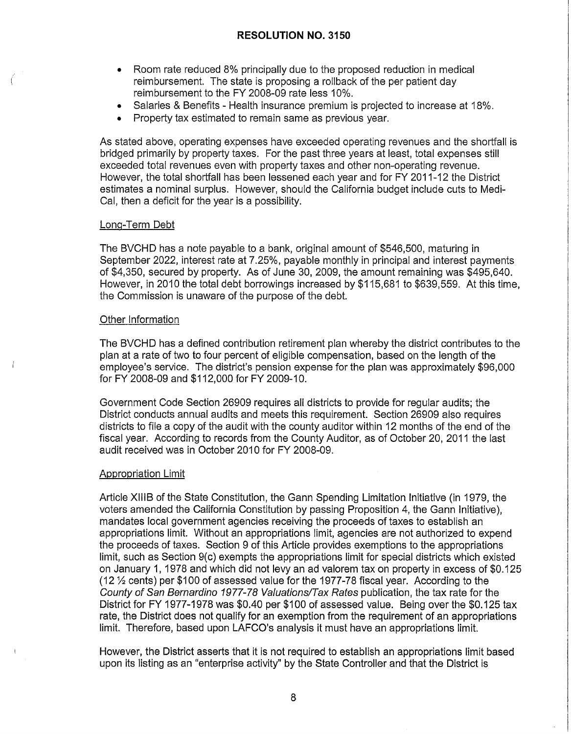# RESOLUTION NO. 3150

- Room rate reduced 8% principally due to the proposed reduction in medical reimbursement. The state is proposing a rollback of the per patient day reimbursement to the FY 2008-09 rate less 10%.
- Salaries & Benefits - Health insurance premium is projected to increase at 18%.
- Property tax estimated to remain same as previous year.

As stated above, operating expenses have exceeded operating revenues and the shortfall is bridged primarily by property taxes. For the past three years at least, total expenses still exceeded total revenues even with property taxes and other non-operating revenue. However, the total shortfall has been lessened each year and for FY 2011-12 the District estimates a nominal surplus. However, should the California budget include cuts to Medi-Cal, then a deficit for the year is a possibility.

## Long-Term Debt

The BVCHD has a note payable to a bank, original amount of $546,500, maturing in September 2022, interest rate at 7.25%, payable monthly in principal and interest payments of $4,350, secured by property. As of June 30, 2009, the amount remaining was $495,640. However, in 2010 the total debt borrowings increased by $115,681 to $639,559. At this time, the Commission is unaware of the purpose of the debt.

## Other Information

The BVCHD has a defined contribution retirement plan whereby the district contributes to the plan at a rate of two to four percent of eligible compensation, based on the length of the employee's service. The district's pension expense for the plan was approximately $96,000 for FY 2008-09 and $112,000 for FY 2009-10.

Government Code Section 26909 requires all districts to provide for regular audits; the District conducts annual audits and meets this requirement. Section 26909 also requires districts to file a copy of the audit with the county auditor within 12 months of the end of the fiscal year. According to records from the County Auditor, as of October 20, 2011 the last audit received was in October 2010 for FY 2008-09.

## Appropriation Limit

Article XIIIB of the State Constitution, the Gann Spending Limitation Initiative (in 1979, the voters amended the California Constitution by passing Proposition 4, the Gann Initiative), mandates local government agencies receiving the proceeds of taxes to establish an appropriations limit. Without an appropriations limit, agencies are not authorized to expend the proceeds of taxes. Section 9 of this Article provides exemptions to the appropriations limit, such as Section 9(c) exempts the appropriations limit for special districts which existed on January 1, 1978 and which did not levy an ad valorem tax on property in excess of $0.125 (12 ½ cents) per $100 of assessed value for the 1977-78 fiscal year. According to the *County of San Bernardino 1977-78 Valuations/Tax Rates* publication, the tax rate for the District for FY 1977-1978 was $0.40 per $100 of assessed value. Being over the $0.125 tax rate, the District does not qualify for an exemption from the requirement of an appropriations limit. Therefore, based upon LAFCO's analysis it must have an appropriations limit.

However, the District asserts that it is not required to establish an appropriations limit based upon its listing as an "enterprise activity" by the State Controller and that the District is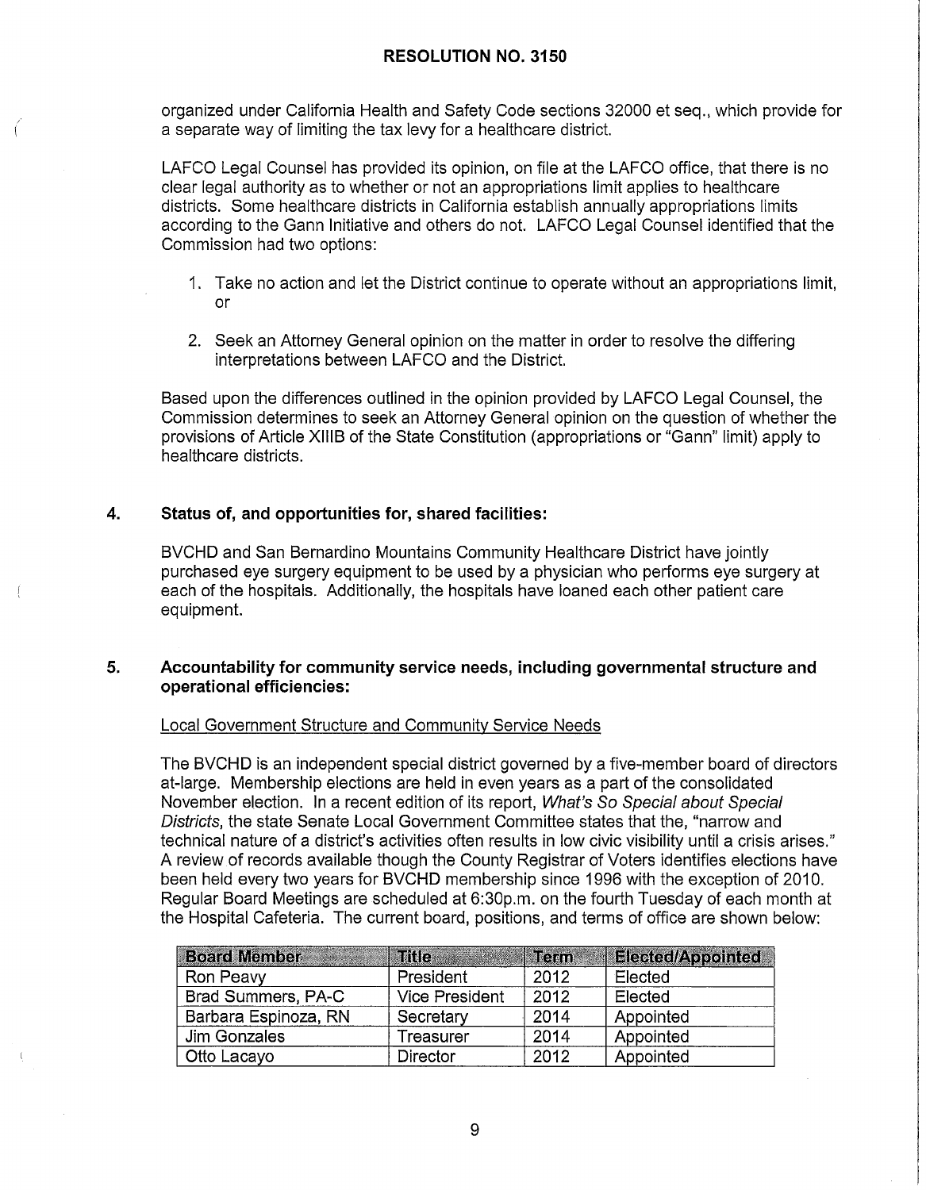organized under California Health and Safety Code sections 32000 et seq., which provide for a separate way of limiting the tax levy for a healthcare district.

LAFCO Legal Counsel has provided its opinion, on file at the LAFCO office, that there is no clear legal authority as to whether or not an appropriations limit applies to healthcare districts. Some healthcare districts in California establish annually appropriations limits according to the Gann Initiative and others do not. LAFCO Legal Counsel identified that the Commission had two options:

1. Take no action and let the District continue to operate without an appropriations limit, or

2. Seek an Attorney General opinion on the matter in order to resolve the differing interpretations between LAFCO and the District.

Based upon the differences outlined in the opinion provided by LAFCO Legal Counsel, the Commission determines to seek an Attorney General opinion on the question of whether the provisions of Article XIIIB of the State Constitution (appropriations or "Gann" limit) apply to healthcare districts.

## 4. Status of, and opportunities for, shared facilities:

BVCHD and San Bernardino Mountains Community Healthcare District have jointly purchased eye surgery equipment to be used by a physician who performs eye surgery at each of the hospitals. Additionally, the hospitals have loaned each other patient care equipment.

## 5. Accountability for community service needs, including governmental structure and operational efficiencies:

Local Government Structure and Community Service Needs

The BVCHD is an independent special district governed by a five-member board of directors at-large. Membership elections are held in even years as a part of the consolidated November election. In a recent edition of its report, *What's So Special about Special Districts*, the state Senate Local Government Committee states that the, "narrow and technical nature of a district's activities often results in low civic visibility until a crisis arises." A review of records available though the County Registrar of Voters identifies elections have been held every two years for BVCHD membership since 1996 with the exception of 2010. Regular Board Meetings are scheduled at 6:30p.m. on the fourth Tuesday of each month at the Hospital Cafeteria. The current board, positions, and terms of office are shown below:

| Board Member | Title | Term | Elected/Appointed |
|---|---|---|---|
| Ron Peavy | President | 2012 | Elected |
| Brad Summers, PA-C | Vice President | 2012 | Elected |
| Barbara Espinoza, RN | Secretary | 2014 | Appointed |
| Jim Gonzales | Treasurer | 2014 | Appointed |
| Otto Lacayo | Director | 2012 | Appointed |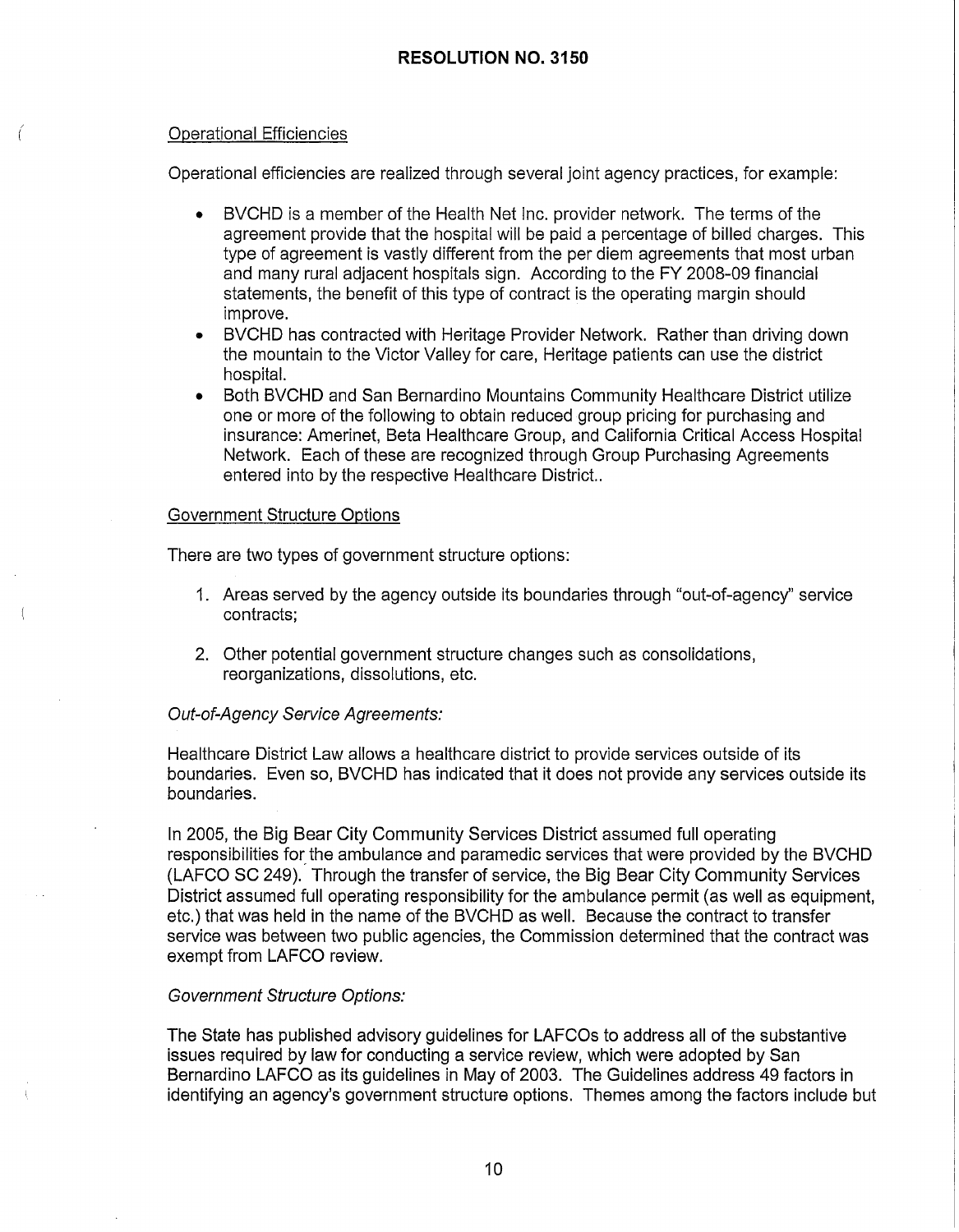# RESOLUTION NO. 3150

Operational Efficiencies

Operational efficiencies are realized through several joint agency practices, for example:

- BVCHD is a member of the Health Net Inc. provider network. The terms of the agreement provide that the hospital will be paid a percentage of billed charges. This type of agreement is vastly different from the per diem agreements that most urban and many rural adjacent hospitals sign. According to the FY 2008-09 financial statements, the benefit of this type of contract is the operating margin should improve.
- BVCHD has contracted with Heritage Provider Network. Rather than driving down the mountain to the Victor Valley for care, Heritage patients can use the district hospital.
- Both BVCHD and San Bernardino Mountains Community Healthcare District utilize one or more of the following to obtain reduced group pricing for purchasing and insurance: Amerinet, Beta Healthcare Group, and California Critical Access Hospital Network. Each of these are recognized through Group Purchasing Agreements entered into by the respective Healthcare District..

Government Structure Options

There are two types of government structure options:

1. Areas served by the agency outside its boundaries through "out-of-agency" service contracts;

2. Other potential government structure changes such as consolidations, reorganizations, dissolutions, etc.

*Out-of-Agency Service Agreements:*

Healthcare District Law allows a healthcare district to provide services outside of its boundaries. Even so, BVCHD has indicated that it does not provide any services outside its boundaries.

In 2005, the Big Bear City Community Services District assumed full operating responsibilities for the ambulance and paramedic services that were provided by the BVCHD (LAFCO SC 249). Through the transfer of service, the Big Bear City Community Services District assumed full operating responsibility for the ambulance permit (as well as equipment, etc.) that was held in the name of the BVCHD as well. Because the contract to transfer service was between two public agencies, the Commission determined that the contract was exempt from LAFCO review.

*Government Structure Options:*

The State has published advisory guidelines for LAFCOs to address all of the substantive issues required by law for conducting a service review, which were adopted by San Bernardino LAFCO as its guidelines in May of 2003. The Guidelines address 49 factors in identifying an agency's government structure options. Themes among the factors include but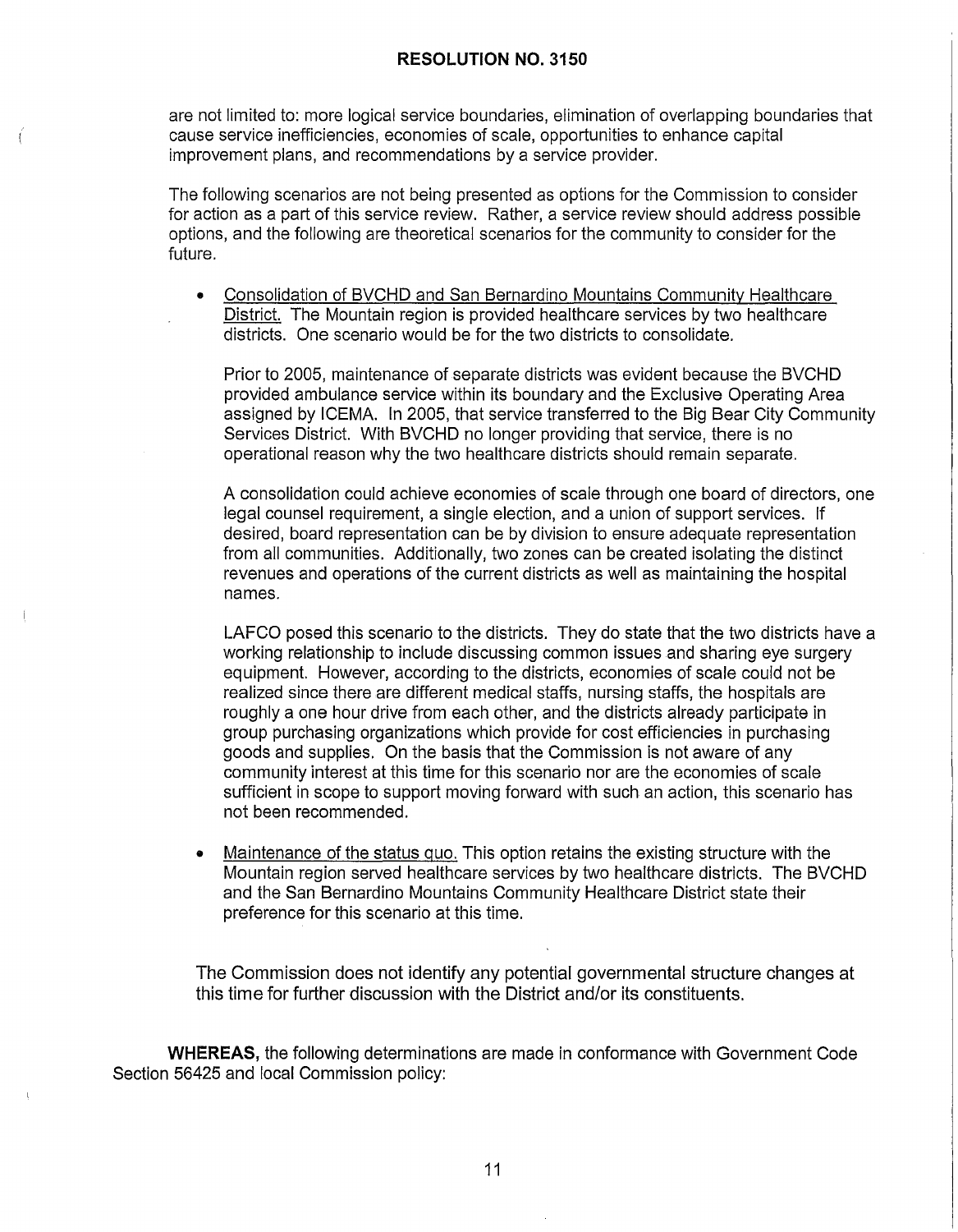are not limited to: more logical service boundaries, elimination of overlapping boundaries that cause service inefficiencies, economies of scale, opportunities to enhance capital improvement plans, and recommendations by a service provider.

The following scenarios are not being presented as options for the Commission to consider for action as a part of this service review. Rather, a service review should address possible options, and the following are theoretical scenarios for the community to consider for the future.

- Consolidation of BVCHD and San Bernardino Mountains Community Healthcare District. The Mountain region is provided healthcare services by two healthcare districts. One scenario would be for the two districts to consolidate.

  Prior to 2005, maintenance of separate districts was evident because the BVCHD provided ambulance service within its boundary and the Exclusive Operating Area assigned by ICEMA. In 2005, that service transferred to the Big Bear City Community Services District. With BVCHD no longer providing that service, there is no operational reason why the two healthcare districts should remain separate.

  A consolidation could achieve economies of scale through one board of directors, one legal counsel requirement, a single election, and a union of support services. If desired, board representation can be by division to ensure adequate representation from all communities. Additionally, two zones can be created isolating the distinct revenues and operations of the current districts as well as maintaining the hospital names.

  LAFCO posed this scenario to the districts. They do state that the two districts have a working relationship to include discussing common issues and sharing eye surgery equipment. However, according to the districts, economies of scale could not be realized since there are different medical staffs, nursing staffs, the hospitals are roughly a one hour drive from each other, and the districts already participate in group purchasing organizations which provide for cost efficiencies in purchasing goods and supplies. On the basis that the Commission is not aware of any community interest at this time for this scenario nor are the economies of scale sufficient in scope to support moving forward with such an action, this scenario has not been recommended.

- Maintenance of the status quo. This option retains the existing structure with the Mountain region served healthcare services by two healthcare districts. The BVCHD and the San Bernardino Mountains Community Healthcare District state their preference for this scenario at this time.

The Commission does not identify any potential governmental structure changes at this time for further discussion with the District and/or its constituents.

**WHEREAS,** the following determinations are made in conformance with Government Code Section 56425 and local Commission policy: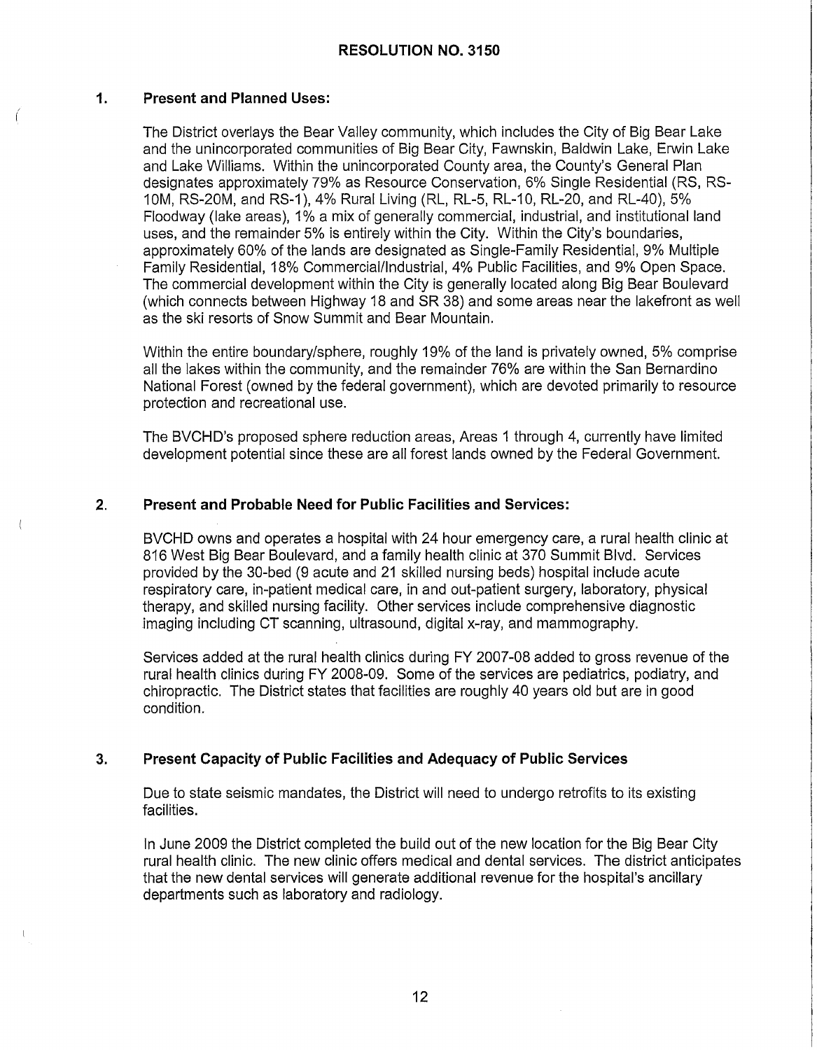## RESOLUTION NO. 3150

### 1. Present and Planned Uses:

The District overlays the Bear Valley community, which includes the City of Big Bear Lake and the unincorporated communities of Big Bear City, Fawnskin, Baldwin Lake, Erwin Lake and Lake Williams. Within the unincorporated County area, the County's General Plan designates approximately 79% as Resource Conservation, 6% Single Residential (RS, RS-10M, RS-20M, and RS-1), 4% Rural Living (RL, RL-5, RL-10, RL-20, and RL-40), 5% Floodway (lake areas), 1% a mix of generally commercial, industrial, and institutional land uses, and the remainder 5% is entirely within the City. Within the City's boundaries, approximately 60% of the lands are designated as Single-Family Residential, 9% Multiple Family Residential, 18% Commercial/Industrial, 4% Public Facilities, and 9% Open Space. The commercial development within the City is generally located along Big Bear Boulevard (which connects between Highway 18 and SR 38) and some areas near the lakefront as well as the ski resorts of Snow Summit and Bear Mountain.

Within the entire boundary/sphere, roughly 19% of the land is privately owned, 5% comprise all the lakes within the community, and the remainder 76% are within the San Bernardino National Forest (owned by the federal government), which are devoted primarily to resource protection and recreational use.

The BVCHD's proposed sphere reduction areas, Areas 1 through 4, currently have limited development potential since these are all forest lands owned by the Federal Government.

### 2. Present and Probable Need for Public Facilities and Services:

BVCHD owns and operates a hospital with 24 hour emergency care, a rural health clinic at 816 West Big Bear Boulevard, and a family health clinic at 370 Summit Blvd. Services provided by the 30-bed (9 acute and 21 skilled nursing beds) hospital include acute respiratory care, in-patient medical care, in and out-patient surgery, laboratory, physical therapy, and skilled nursing facility. Other services include comprehensive diagnostic imaging including CT scanning, ultrasound, digital x-ray, and mammography.

Services added at the rural health clinics during FY 2007-08 added to gross revenue of the rural health clinics during FY 2008-09. Some of the services are pediatrics, podiatry, and chiropractic. The District states that facilities are roughly 40 years old but are in good condition.

### 3. Present Capacity of Public Facilities and Adequacy of Public Services

Due to state seismic mandates, the District will need to undergo retrofits to its existing facilities.

In June 2009 the District completed the build out of the new location for the Big Bear City rural health clinic. The new clinic offers medical and dental services. The district anticipates that the new dental services will generate additional revenue for the hospital's ancillary departments such as laboratory and radiology.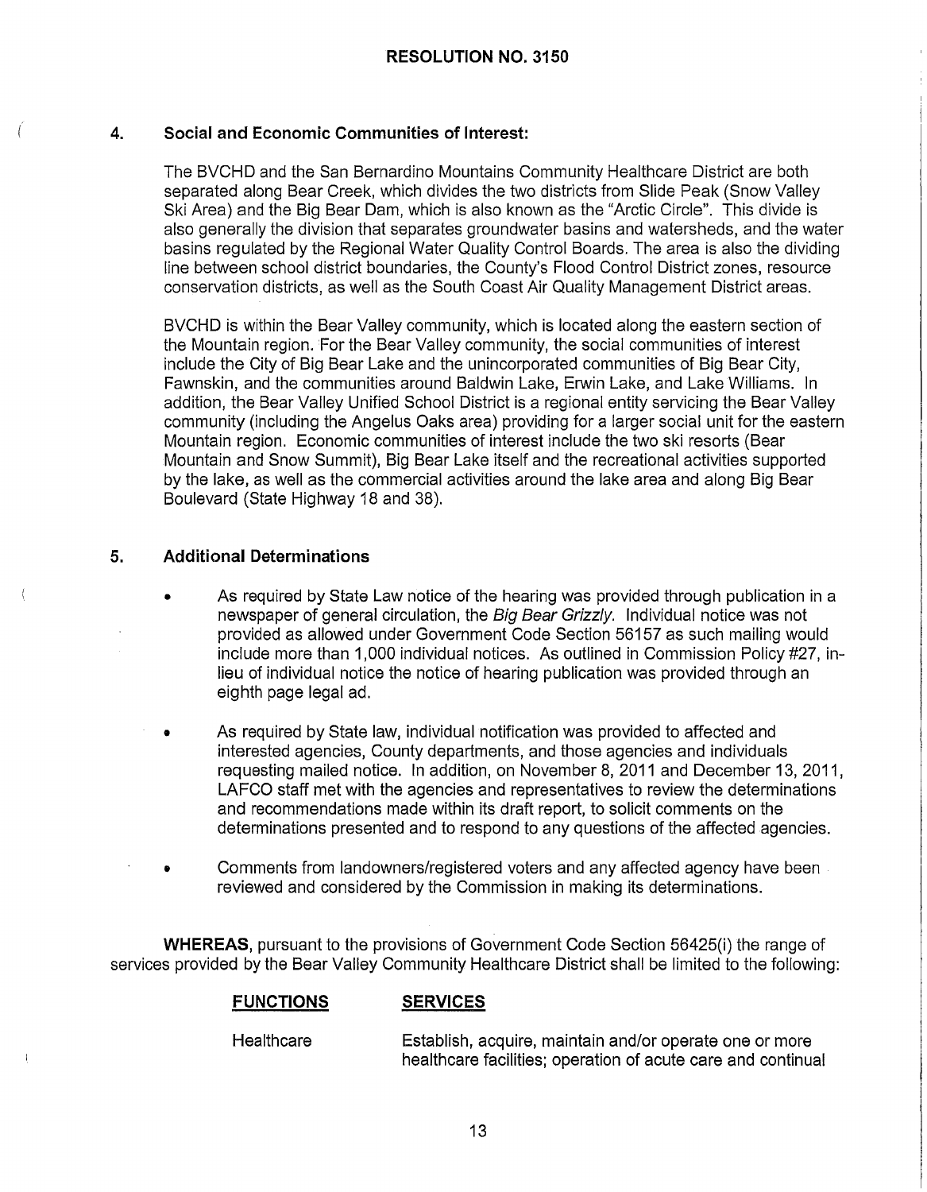**RESOLUTION NO. 3150**

**4. Social and Economic Communities of Interest:**

The BVCHD and the San Bernardino Mountains Community Healthcare District are both separated along Bear Creek, which divides the two districts from Slide Peak (Snow Valley Ski Area) and the Big Bear Dam, which is also known as the "Arctic Circle". This divide is also generally the division that separates groundwater basins and watersheds, and the water basins regulated by the Regional Water Quality Control Boards. The area is also the dividing line between school district boundaries, the County's Flood Control District zones, resource conservation districts, as well as the South Coast Air Quality Management District areas.

BVCHD is within the Bear Valley community, which is located along the eastern section of the Mountain region. For the Bear Valley community, the social communities of interest include the City of Big Bear Lake and the unincorporated communities of Big Bear City, Fawnskin, and the communities around Baldwin Lake, Erwin Lake, and Lake Williams. In addition, the Bear Valley Unified School District is a regional entity servicing the Bear Valley community (including the Angelus Oaks area) providing for a larger social unit for the eastern Mountain region. Economic communities of interest include the two ski resorts (Bear Mountain and Snow Summit), Big Bear Lake itself and the recreational activities supported by the lake, as well as the commercial activities around the lake area and along Big Bear Boulevard (State Highway 18 and 38).

**5. Additional Determinations**

- As required by State Law notice of the hearing was provided through publication in a newspaper of general circulation, the *Big Bear Grizzly*. Individual notice was not provided as allowed under Government Code Section 56157 as such mailing would include more than 1,000 individual notices. As outlined in Commission Policy #27, in-lieu of individual notice the notice of hearing publication was provided through an eighth page legal ad.
- As required by State law, individual notification was provided to affected and interested agencies, County departments, and those agencies and individuals requesting mailed notice. In addition, on November 8, 2011 and December 13, 2011, LAFCO staff met with the agencies and representatives to review the determinations and recommendations made within its draft report, to solicit comments on the determinations presented and to respond to any questions of the affected agencies.
- Comments from landowners/registered voters and any affected agency have been reviewed and considered by the Commission in making its determinations.

**WHEREAS**, pursuant to the provisions of Government Code Section 56425(i) the range of services provided by the Bear Valley Community Healthcare District shall be limited to the following:

| **FUNCTIONS** | **SERVICES** |
| --- | --- |
| Healthcare | Establish, acquire, maintain and/or operate one or more healthcare facilities; operation of acute care and continual |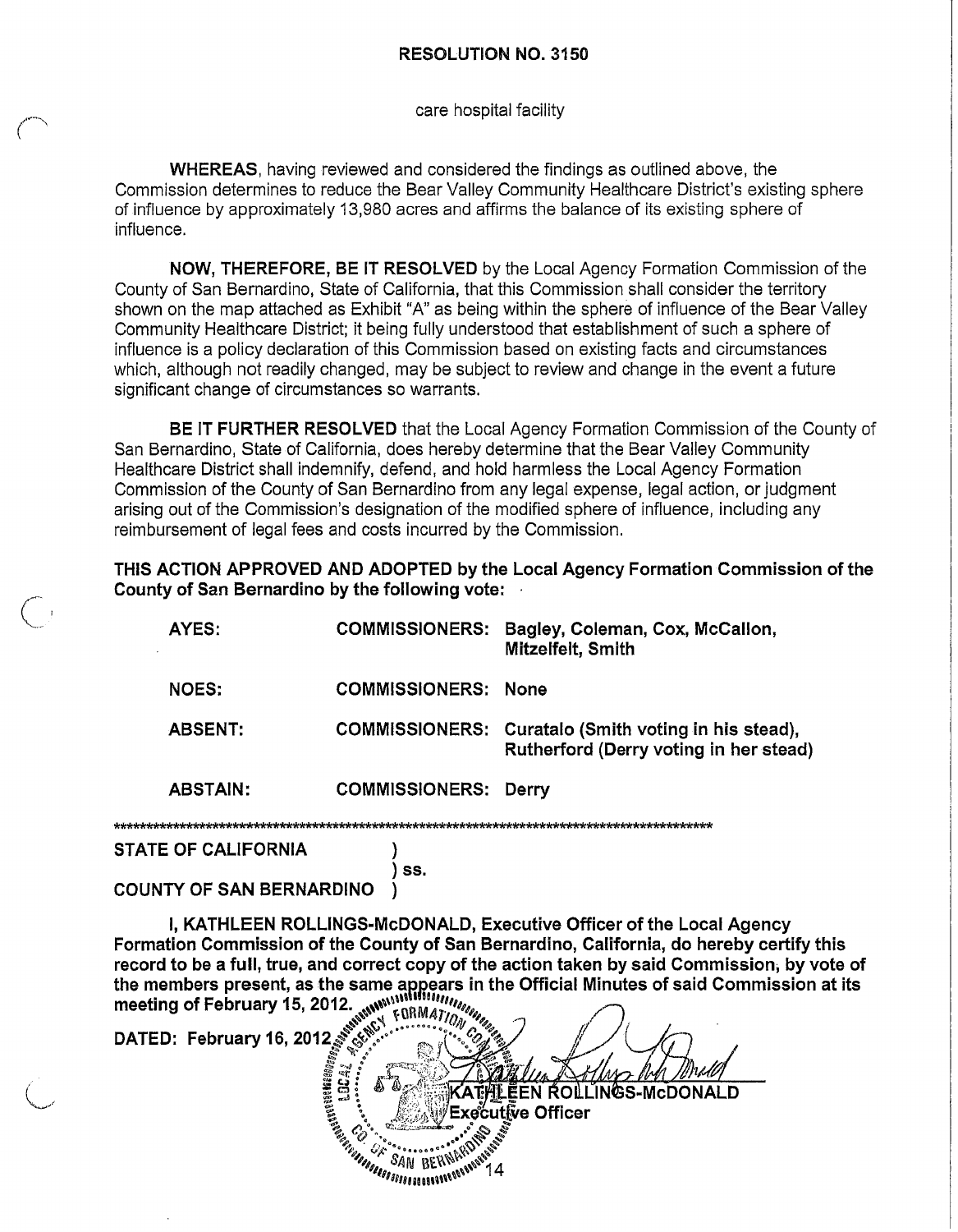# RESOLUTION NO. 3150

care hospital facility

**WHEREAS**, having reviewed and considered the findings as outlined above, the Commission determines to reduce the Bear Valley Community Healthcare District's existing sphere of influence by approximately 13,980 acres and affirms the balance of its existing sphere of influence.

**NOW, THEREFORE, BE IT RESOLVED** by the Local Agency Formation Commission of the County of San Bernardino, State of California, that this Commission shall consider the territory shown on the map attached as Exhibit "A" as being within the sphere of influence of the Bear Valley Community Healthcare District; it being fully understood that establishment of such a sphere of influence is a policy declaration of this Commission based on existing facts and circumstances which, although not readily changed, may be subject to review and change in the event a future significant change of circumstances so warrants.

**BE IT FURTHER RESOLVED** that the Local Agency Formation Commission of the County of San Bernardino, State of California, does hereby determine that the Bear Valley Community Healthcare District shall indemnify, defend, and hold harmless the Local Agency Formation Commission of the County of San Bernardino from any legal expense, legal action, or judgment arising out of the Commission's designation of the modified sphere of influence, including any reimbursement of legal fees and costs incurred by the Commission.

**THIS ACTION APPROVED AND ADOPTED by the Local Agency Formation Commission of the County of San Bernardino by the following vote:**

| | | |
|---|---|---|
| **AYES:** | **COMMISSIONERS:** | **Bagley, Coleman, Cox, McCallon, Mitzelfelt, Smith** |
| **NOES:** | **COMMISSIONERS:** | **None** |
| **ABSENT:** | **COMMISSIONERS:** | **Curatalo (Smith voting in his stead), Rutherford (Derry voting in her stead)** |
| **ABSTAIN:** | **COMMISSIONERS:** | **Derry** |

******************************************************************************************

**STATE OF CALIFORNIA ) ) ss. COUNTY OF SAN BERNARDINO )**

**I, KATHLEEN ROLLINGS-McDONALD, Executive Officer of the Local Agency Formation Commission of the County of San Bernardino, California, do hereby certify this record to be a full, true, and correct copy of the action taken by said Commission, by vote of the members present, as the same appears in the Official Minutes of said Commission at its meeting of February 15, 2012.**

**DATED: February 16, 2012**

**KATHLEEN ROLLINGS-McDONALD**
**Executive Officer**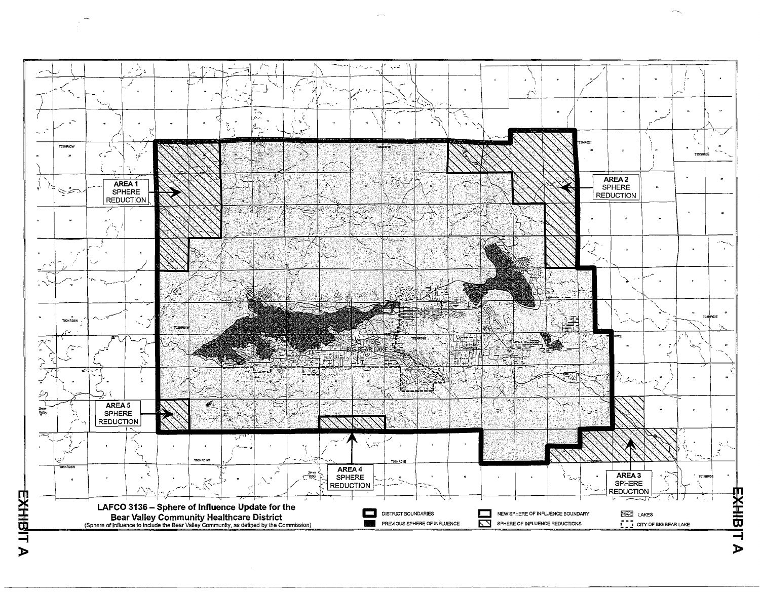EXHIBIT A

AREA 1
SPHERE
REDUCTION

AREA 2
SPHERE
REDUCTION

AREA 3
SPHERE
REDUCTION

AREA 4
SPHERE
REDUCTION

AREA 5
SPHERE
REDUCTION

CITY OF
BIG BEAR LAKE

**LAFCO 3136 – Sphere of Influence Update for the Bear Valley Community Healthcare District**
(Sphere of Influence to include the Bear Valley Community, as defined by the Commission)

DISTRICT BOUNDARIES
PREVIOUS SPHERE OF INFLUENCE
NEW SPHERE OF INFLUENCE BOUNDARY
SPHERE OF INFLUENCE REDUCTIONS
LAKES
CITY OF BIG BEAR LAKE

EXHIBIT A